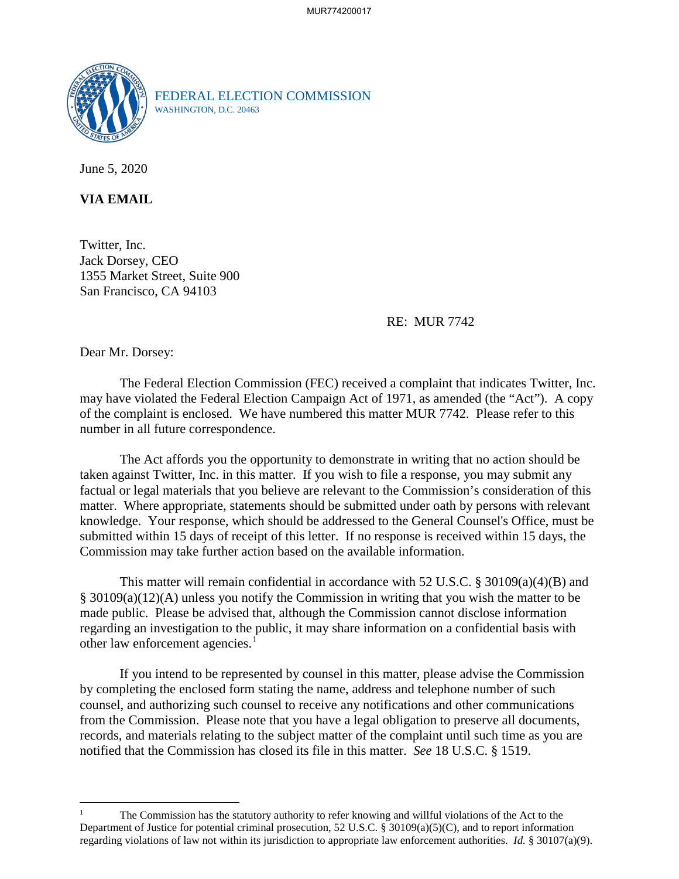FEDERAL ELECTION COMMISSION
WASHINGTON, D.C. 20463

June 5, 2020

**VIA EMAIL**

Twitter, Inc.
Jack Dorsey, CEO
1355 Market Street, Suite 900
San Francisco, CA 94103

RE: MUR 7742

Dear Mr. Dorsey:

The Federal Election Commission (FEC) received a complaint that indicates Twitter, Inc. may have violated the Federal Election Campaign Act of 1971, as amended (the "Act"). A copy of the complaint is enclosed. We have numbered this matter MUR 7742. Please refer to this number in all future correspondence.

The Act affords you the opportunity to demonstrate in writing that no action should be taken against Twitter, Inc. in this matter. If you wish to file a response, you may submit any factual or legal materials that you believe are relevant to the Commission's consideration of this matter. Where appropriate, statements should be submitted under oath by persons with relevant knowledge. Your response, which should be addressed to the General Counsel's Office, must be submitted within 15 days of receipt of this letter. If no response is received within 15 days, the Commission may take further action based on the available information.

This matter will remain confidential in accordance with 52 U.S.C. § 30109(a)(4)(B) and § 30109(a)(12)(A) unless you notify the Commission in writing that you wish the matter to be made public. Please be advised that, although the Commission cannot disclose information regarding an investigation to the public, it may share information on a confidential basis with other law enforcement agencies.[1]

If you intend to be represented by counsel in this matter, please advise the Commission by completing the enclosed form stating the name, address and telephone number of such counsel, and authorizing such counsel to receive any notifications and other communications from the Commission. Please note that you have a legal obligation to preserve all documents, records, and materials relating to the subject matter of the complaint until such time as you are notified that the Commission has closed its file in this matter. *See* 18 U.S.C. § 1519.

---

[1] The Commission has the statutory authority to refer knowing and willful violations of the Act to the Department of Justice for potential criminal prosecution, 52 U.S.C. § 30109(a)(5)(C), and to report information regarding violations of law not within its jurisdiction to appropriate law enforcement authorities. *Id.* § 30107(a)(9).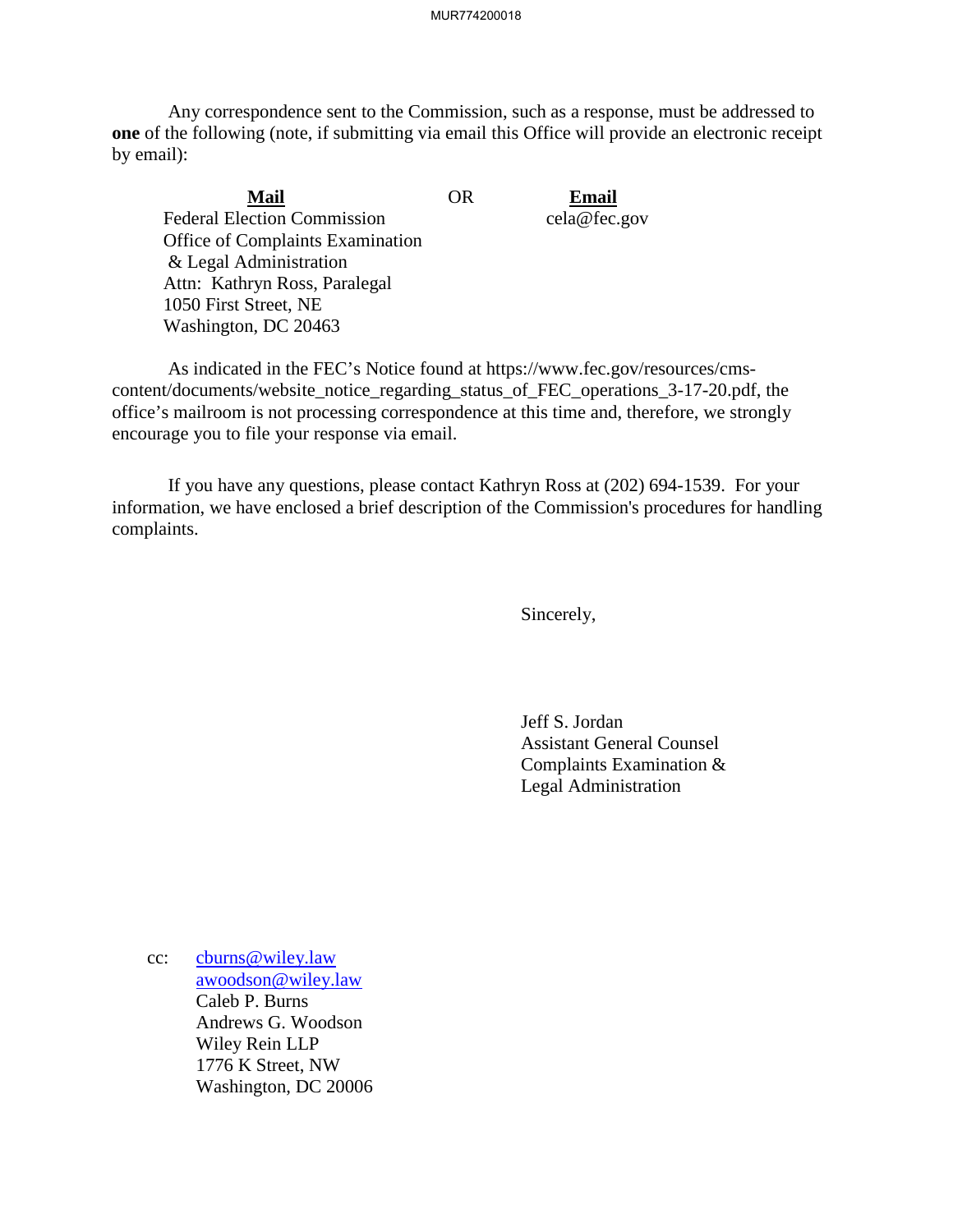Any correspondence sent to the Commission, such as a response, must be addressed to **one** of the following (note, if submitting via email this Office will provide an electronic receipt by email):

| **Mail** | OR | **Email** |
| --- | --- | --- |
| Federal Election Commission<br>Office of Complaints Examination<br>& Legal Administration<br>Attn: Kathryn Ross, Paralegal<br>1050 First Street, NE<br>Washington, DC 20463 | | cela@fec.gov |

As indicated in the FEC's Notice found at https://www.fec.gov/resources/cms-content/documents/website_notice_regarding_status_of_FEC_operations_3-17-20.pdf, the office's mailroom is not processing correspondence at this time and, therefore, we strongly encourage you to file your response via email.

If you have any questions, please contact Kathryn Ross at (202) 694-1539. For your information, we have enclosed a brief description of the Commission's procedures for handling complaints.

Sincerely,

Jeff S. Jordan
Assistant General Counsel
Complaints Examination &
Legal Administration

cc: cburns@wiley.law
awoodson@wiley.law
Caleb P. Burns
Andrews G. Woodson
Wiley Rein LLP
1776 K Street, NW
Washington, DC 20006